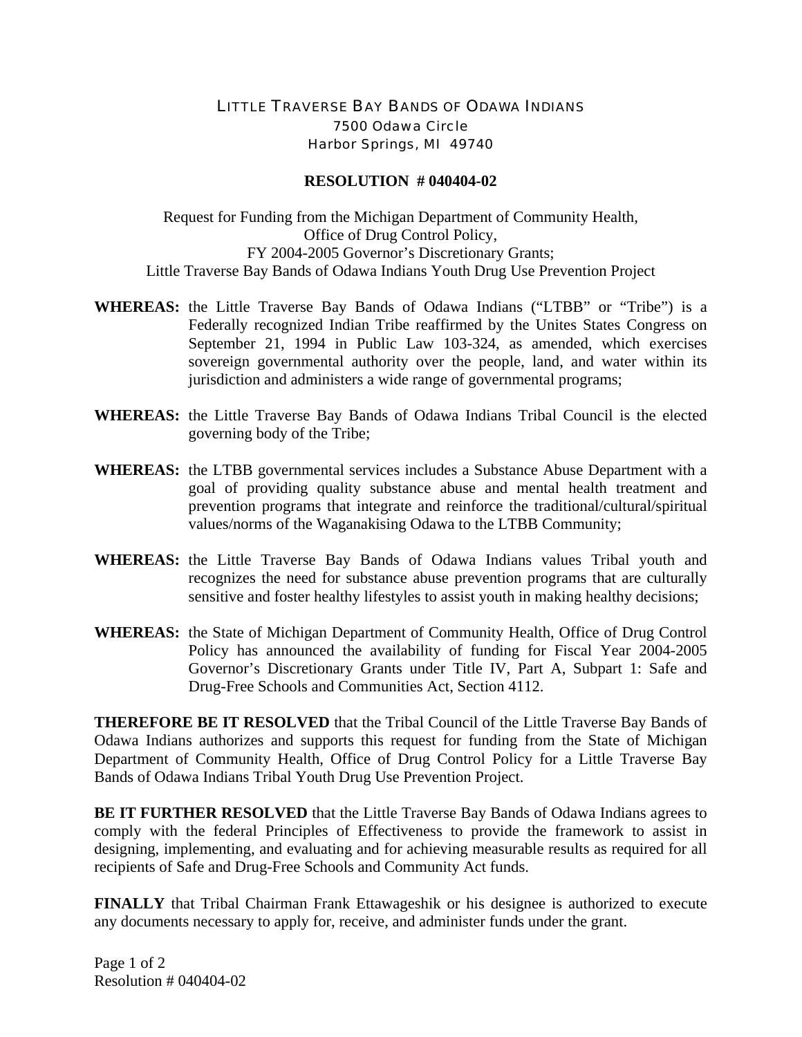# LITTLE TRAVERSE BAY BANDS OF ODAWA INDIANS

7500 Odawa Circle
Harbor Springs, MI 49740

## RESOLUTION # 040404-02

Request for Funding from the Michigan Department of Community Health,
Office of Drug Control Policy,
FY 2004-2005 Governor's Discretionary Grants;
Little Traverse Bay Bands of Odawa Indians Youth Drug Use Prevention Project

**WHEREAS:** the Little Traverse Bay Bands of Odawa Indians ("LTBB" or "Tribe") is a Federally recognized Indian Tribe reaffirmed by the Unites States Congress on September 21, 1994 in Public Law 103-324, as amended, which exercises sovereign governmental authority over the people, land, and water within its jurisdiction and administers a wide range of governmental programs;

**WHEREAS:** the Little Traverse Bay Bands of Odawa Indians Tribal Council is the elected governing body of the Tribe;

**WHEREAS:** the LTBB governmental services includes a Substance Abuse Department with a goal of providing quality substance abuse and mental health treatment and prevention programs that integrate and reinforce the traditional/cultural/spiritual values/norms of the Waganakising Odawa to the LTBB Community;

**WHEREAS:** the Little Traverse Bay Bands of Odawa Indians values Tribal youth and recognizes the need for substance abuse prevention programs that are culturally sensitive and foster healthy lifestyles to assist youth in making healthy decisions;

**WHEREAS:** the State of Michigan Department of Community Health, Office of Drug Control Policy has announced the availability of funding for Fiscal Year 2004-2005 Governor's Discretionary Grants under Title IV, Part A, Subpart 1: Safe and Drug-Free Schools and Communities Act, Section 4112.

**THEREFORE BE IT RESOLVED** that the Tribal Council of the Little Traverse Bay Bands of Odawa Indians authorizes and supports this request for funding from the State of Michigan Department of Community Health, Office of Drug Control Policy for a Little Traverse Bay Bands of Odawa Indians Tribal Youth Drug Use Prevention Project.

**BE IT FURTHER RESOLVED** that the Little Traverse Bay Bands of Odawa Indians agrees to comply with the federal Principles of Effectiveness to provide the framework to assist in designing, implementing, and evaluating and for achieving measurable results as required for all recipients of Safe and Drug-Free Schools and Community Act funds.

**FINALLY** that Tribal Chairman Frank Ettawageshik or his designee is authorized to execute any documents necessary to apply for, receive, and administer funds under the grant.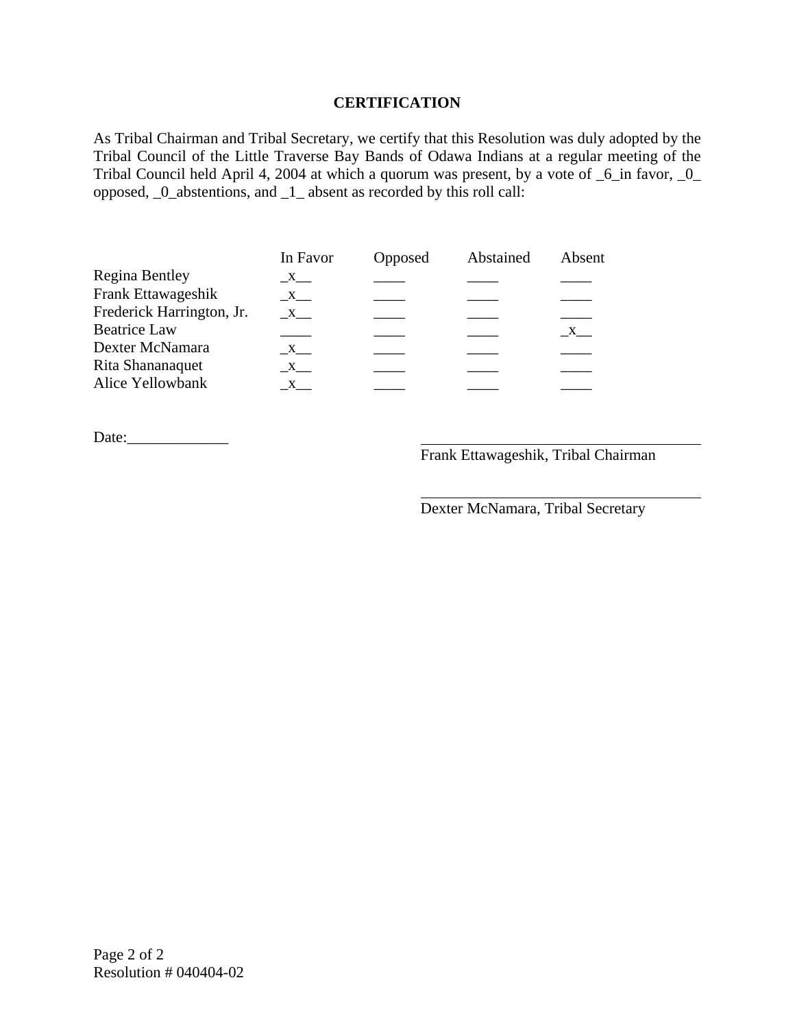## CERTIFICATION

As Tribal Chairman and Tribal Secretary, we certify that this Resolution was duly adopted by the Tribal Council of the Little Traverse Bay Bands of Odawa Indians at a regular meeting of the Tribal Council held April 4, 2004 at which a quorum was present, by a vote of _6_in favor, _0_ opposed, _0_abstentions, and _1_ absent as recorded by this roll call:

| | In Favor | Opposed | Abstained | Absent |
|---|---|---|---|---|
| Regina Bentley | _x__ | ____ | ____ | ____ |
| Frank Ettawageshik | _x__ | ____ | ____ | ____ |
| Frederick Harrington, Jr. | _x__ | ____ | ____ | ____ |
| Beatrice Law | ____ | ____ | ____ | _x__ |
| Dexter McNamara | _x__ | ____ | ____ | ____ |
| Rita Shananaquet | _x__ | ____ | ____ | ____ |
| Alice Yellowbank | _x__ | ____ | ____ | ____ |

Date:_____________

_____________________________________
Frank Ettawageshik, Tribal Chairman

_____________________________________
Dexter McNamara, Tribal Secretary

Resolution # 040404-02